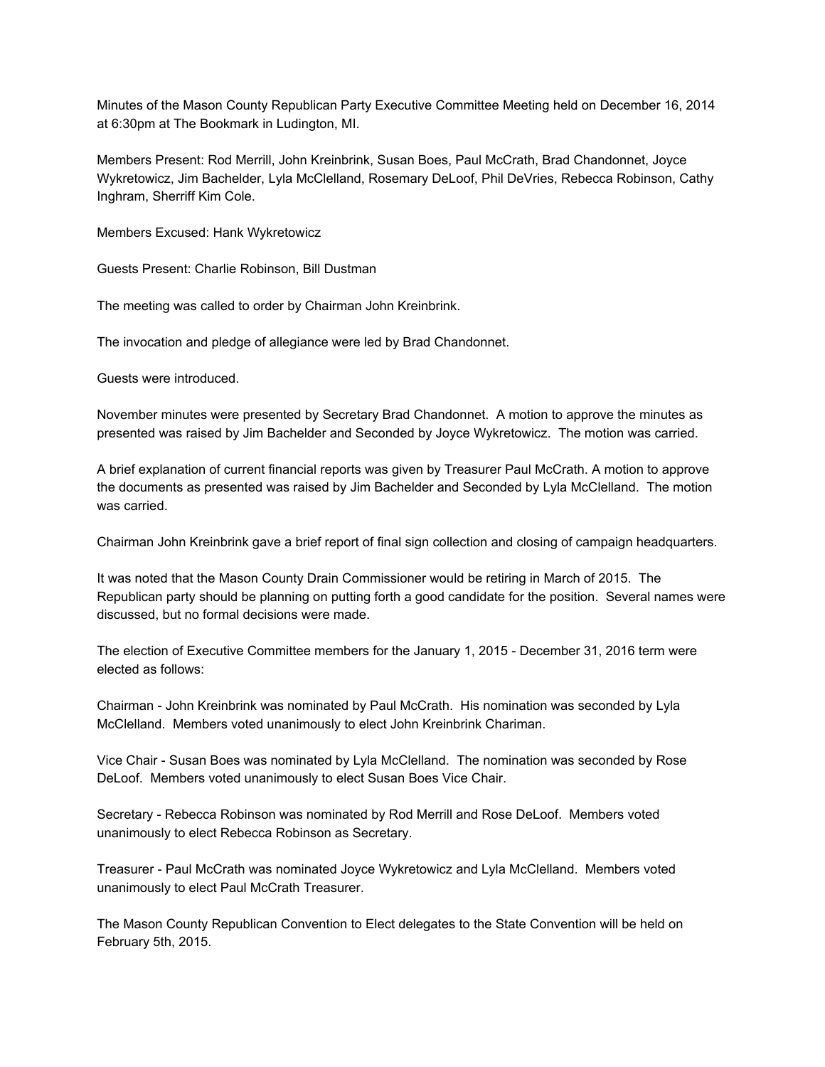Minutes of the Mason County Republican Party Executive Committee Meeting held on December 16, 2014 at 6:30pm at The Bookmark in Ludington, MI.

Members Present: Rod Merrill, John Kreinbrink, Susan Boes, Paul McCrath, Brad Chandonnet, Joyce Wykretowicz, Jim Bachelder, Lyla McClelland, Rosemary DeLoof, Phil DeVries, Rebecca Robinson, Cathy Inghram, Sherriff Kim Cole.

Members Excused: Hank Wykretowicz

Guests Present: Charlie Robinson, Bill Dustman

The meeting was called to order by Chairman John Kreinbrink.

The invocation and pledge of allegiance were led by Brad Chandonnet.

Guests were introduced.

November minutes were presented by Secretary Brad Chandonnet. A motion to approve the minutes as presented was raised by Jim Bachelder and Seconded by Joyce Wykretowicz. The motion was carried.

A brief explanation of current financial reports was given by Treasurer Paul McCrath. A motion to approve the documents as presented was raised by Jim Bachelder and Seconded by Lyla McClelland. The motion was carried.

Chairman John Kreinbrink gave a brief report of final sign collection and closing of campaign headquarters.

It was noted that the Mason County Drain Commissioner would be retiring in March of 2015. The Republican party should be planning on putting forth a good candidate for the position. Several names were discussed, but no formal decisions were made.

The election of Executive Committee members for the January 1, 2015 - December 31, 2016 term were elected as follows:

Chairman - John Kreinbrink was nominated by Paul McCrath. His nomination was seconded by Lyla McClelland. Members voted unanimously to elect John Kreinbrink Chariman.

Vice Chair - Susan Boes was nominated by Lyla McClelland. The nomination was seconded by Rose DeLoof. Members voted unanimously to elect Susan Boes Vice Chair.

Secretary - Rebecca Robinson was nominated by Rod Merrill and Rose DeLoof. Members voted unanimously to elect Rebecca Robinson as Secretary.

Treasurer - Paul McCrath was nominated Joyce Wykretowicz and Lyla McClelland. Members voted unanimously to elect Paul McCrath Treasurer.

The Mason County Republican Convention to Elect delegates to the State Convention will be held on February 5th, 2015.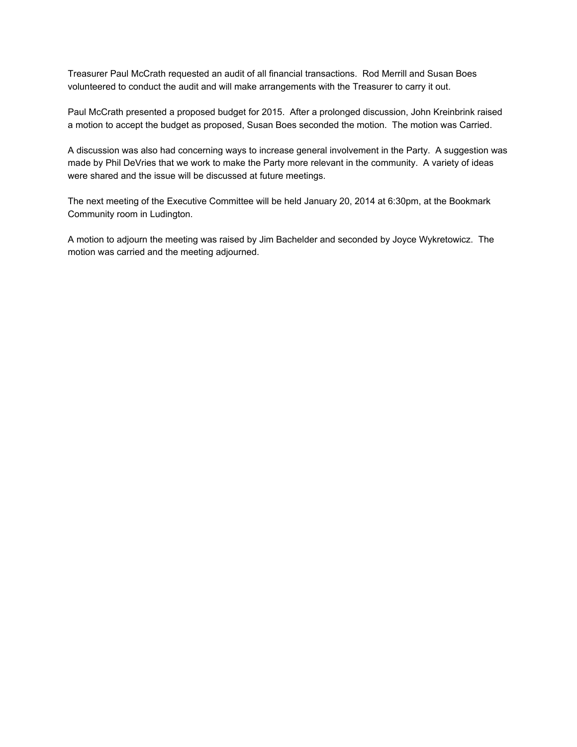Treasurer Paul McCrath requested an audit of all financial transactions. Rod Merrill and Susan Boes volunteered to conduct the audit and will make arrangements with the Treasurer to carry it out.

Paul McCrath presented a proposed budget for 2015. After a prolonged discussion, John Kreinbrink raised a motion to accept the budget as proposed, Susan Boes seconded the motion. The motion was Carried.

A discussion was also had concerning ways to increase general involvement in the Party. A suggestion was made by Phil DeVries that we work to make the Party more relevant in the community. A variety of ideas were shared and the issue will be discussed at future meetings.

The next meeting of the Executive Committee will be held January 20, 2014 at 6:30pm, at the Bookmark Community room in Ludington.

A motion to adjourn the meeting was raised by Jim Bachelder and seconded by Joyce Wykretowicz. The motion was carried and the meeting adjourned.